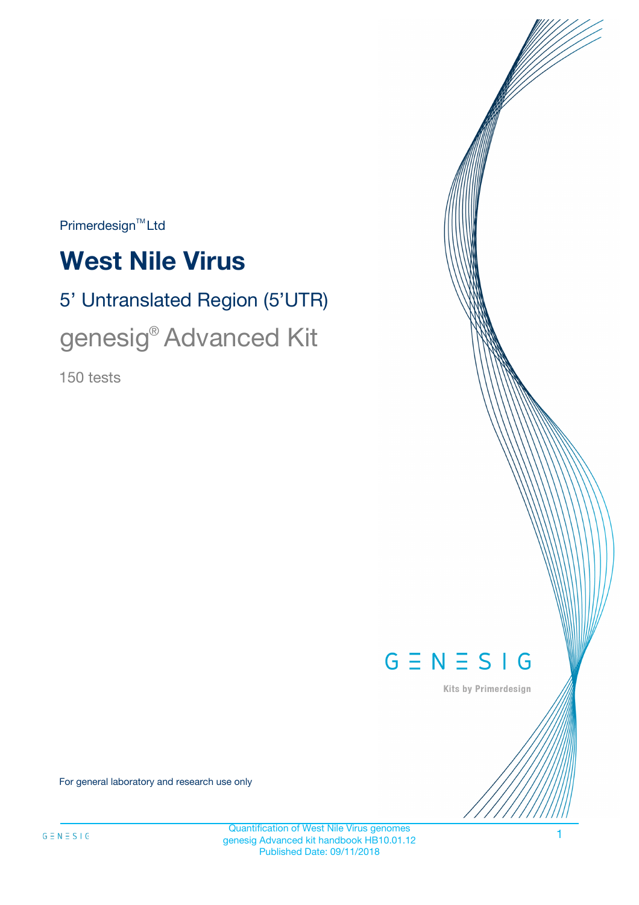Primerdesign™ Ltd

# West Nile Virus

## 5' Untranslated Region (5'UTR)

## genesig® Advanced Kit

150 tests

GENESIG

Kits by Primerdesign

For general laboratory and research use only

Quantification of West Nile Virus genomes
genesig Advanced kit handbook HB10.01.12
Published Date: 09/11/2018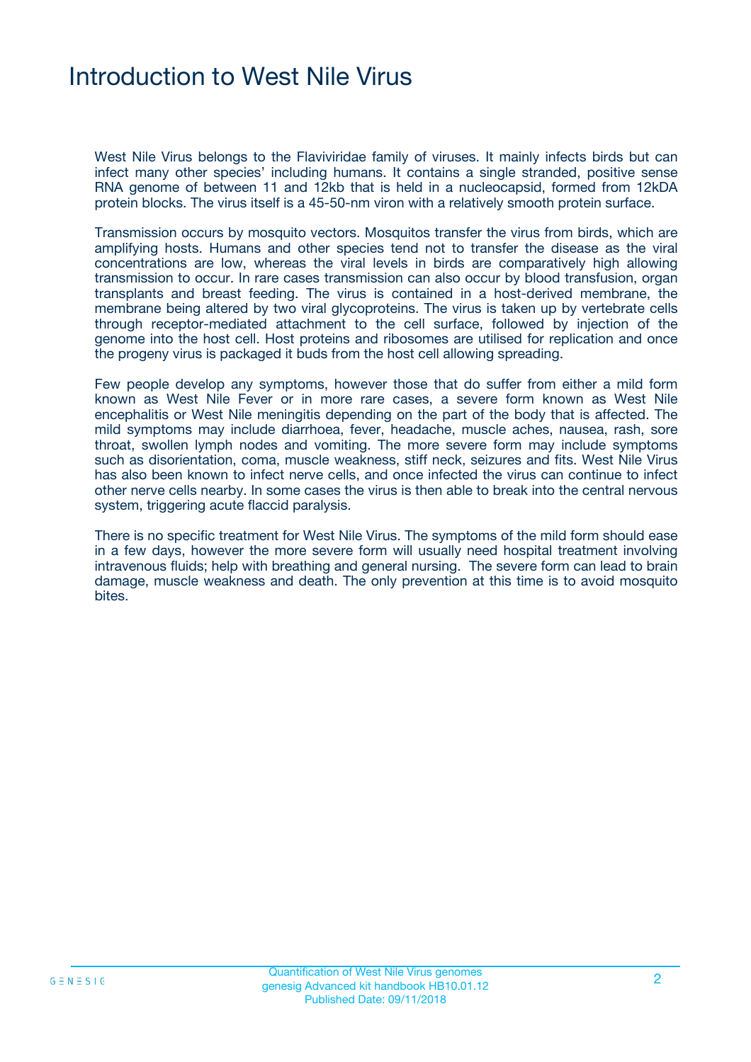# Introduction to West Nile Virus

West Nile Virus belongs to the Flaviviridae family of viruses. It mainly infects birds but can infect many other species' including humans. It contains a single stranded, positive sense RNA genome of between 11 and 12kb that is held in a nucleocapsid, formed from 12kDA protein blocks. The virus itself is a 45-50-nm viron with a relatively smooth protein surface.

Transmission occurs by mosquito vectors. Mosquitos transfer the virus from birds, which are amplifying hosts. Humans and other species tend not to transfer the disease as the viral concentrations are low, whereas the viral levels in birds are comparatively high allowing transmission to occur. In rare cases transmission can also occur by blood transfusion, organ transplants and breast feeding. The virus is contained in a host-derived membrane, the membrane being altered by two viral glycoproteins. The virus is taken up by vertebrate cells through receptor-mediated attachment to the cell surface, followed by injection of the genome into the host cell. Host proteins and ribosomes are utilised for replication and once the progeny virus is packaged it buds from the host cell allowing spreading.

Few people develop any symptoms, however those that do suffer from either a mild form known as West Nile Fever or in more rare cases, a severe form known as West Nile encephalitis or West Nile meningitis depending on the part of the body that is affected. The mild symptoms may include diarrhoea, fever, headache, muscle aches, nausea, rash, sore throat, swollen lymph nodes and vomiting. The more severe form may include symptoms such as disorientation, coma, muscle weakness, stiff neck, seizures and fits. West Nile Virus has also been known to infect nerve cells, and once infected the virus can continue to infect other nerve cells nearby. In some cases the virus is then able to break into the central nervous system, triggering acute flaccid paralysis.

There is no specific treatment for West Nile Virus. The symptoms of the mild form should ease in a few days, however the more severe form will usually need hospital treatment involving intravenous fluids; help with breathing and general nursing. The severe form can lead to brain damage, muscle weakness and death. The only prevention at this time is to avoid mosquito bites.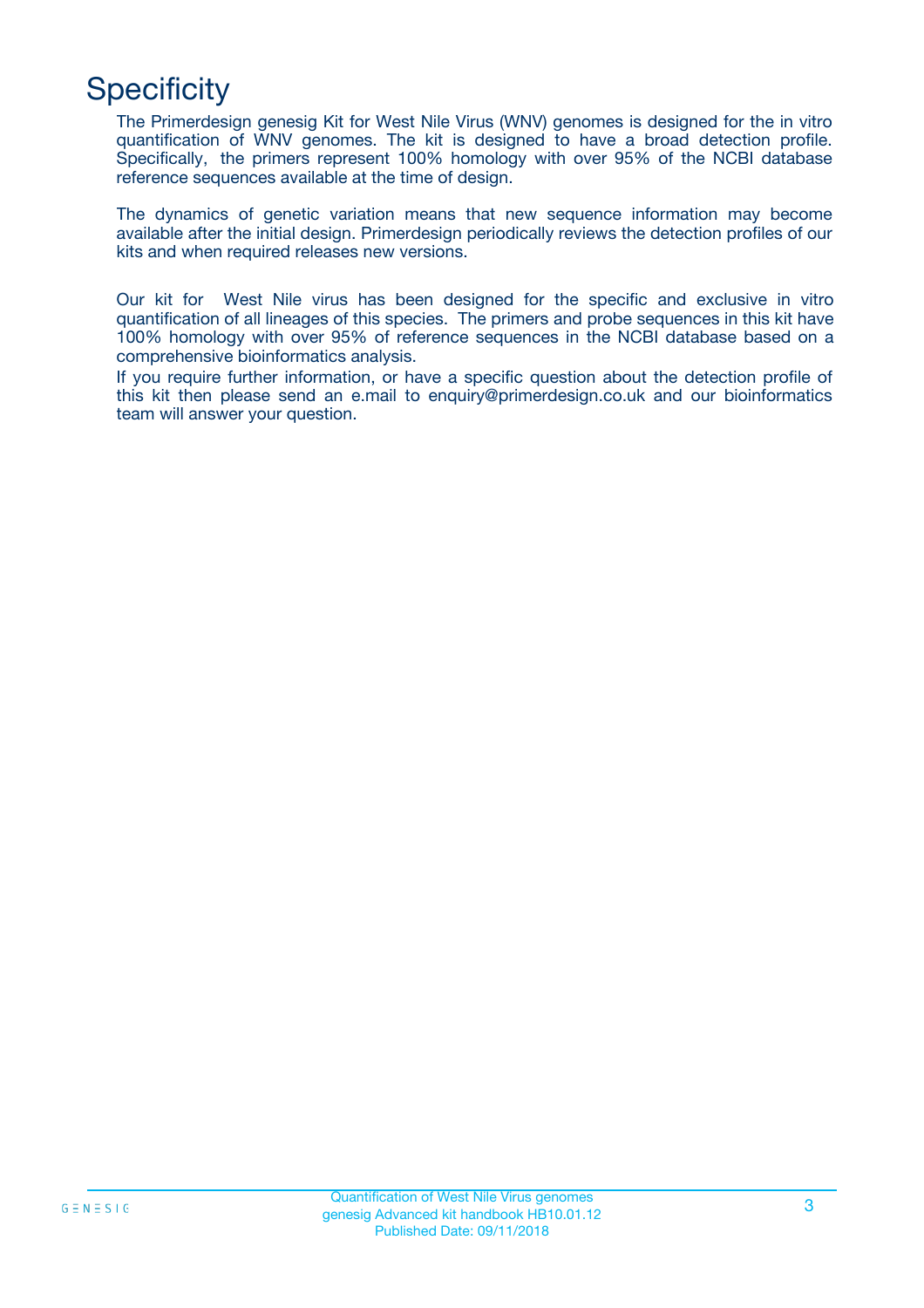# Specificity

The Primerdesign genesig Kit for West Nile Virus (WNV) genomes is designed for the in vitro quantification of WNV genomes. The kit is designed to have a broad detection profile. Specifically, the primers represent 100% homology with over 95% of the NCBI database reference sequences available at the time of design.

The dynamics of genetic variation means that new sequence information may become available after the initial design. Primerdesign periodically reviews the detection profiles of our kits and when required releases new versions.

Our kit for West Nile virus has been designed for the specific and exclusive in vitro quantification of all lineages of this species. The primers and probe sequences in this kit have 100% homology with over 95% of reference sequences in the NCBI database based on a comprehensive bioinformatics analysis.

If you require further information, or have a specific question about the detection profile of this kit then please send an e.mail to enquiry@primerdesign.co.uk and our bioinformatics team will answer your question.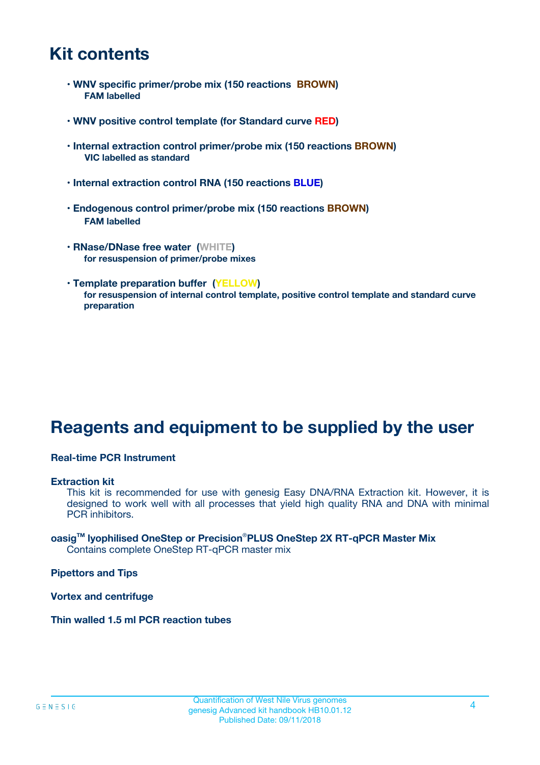# Kit contents

- **WNV specific primer/probe mix (150 reactions BROWN)**
  **FAM labelled**

- **WNV positive control template (for Standard curve RED)**

- **Internal extraction control primer/probe mix (150 reactions BROWN)**
  **VIC labelled as standard**

- **Internal extraction control RNA (150 reactions BLUE)**

- **Endogenous control primer/probe mix (150 reactions BROWN)**
  **FAM labelled**

- **RNase/DNase free water (WHITE)**
  **for resuspension of primer/probe mixes**

- **Template preparation buffer (YELLOW)**
  **for resuspension of internal control template, positive control template and standard curve preparation**

# Reagents and equipment to be supplied by the user

**Real-time PCR Instrument**

**Extraction kit**

This kit is recommended for use with genesig Easy DNA/RNA Extraction kit. However, it is designed to work well with all processes that yield high quality RNA and DNA with minimal PCR inhibitors.

**oasig™ lyophilised OneStep or Precision®PLUS OneStep 2X RT-qPCR Master Mix**

Contains complete OneStep RT-qPCR master mix

**Pipettors and Tips**

**Vortex and centrifuge**

**Thin walled 1.5 ml PCR reaction tubes**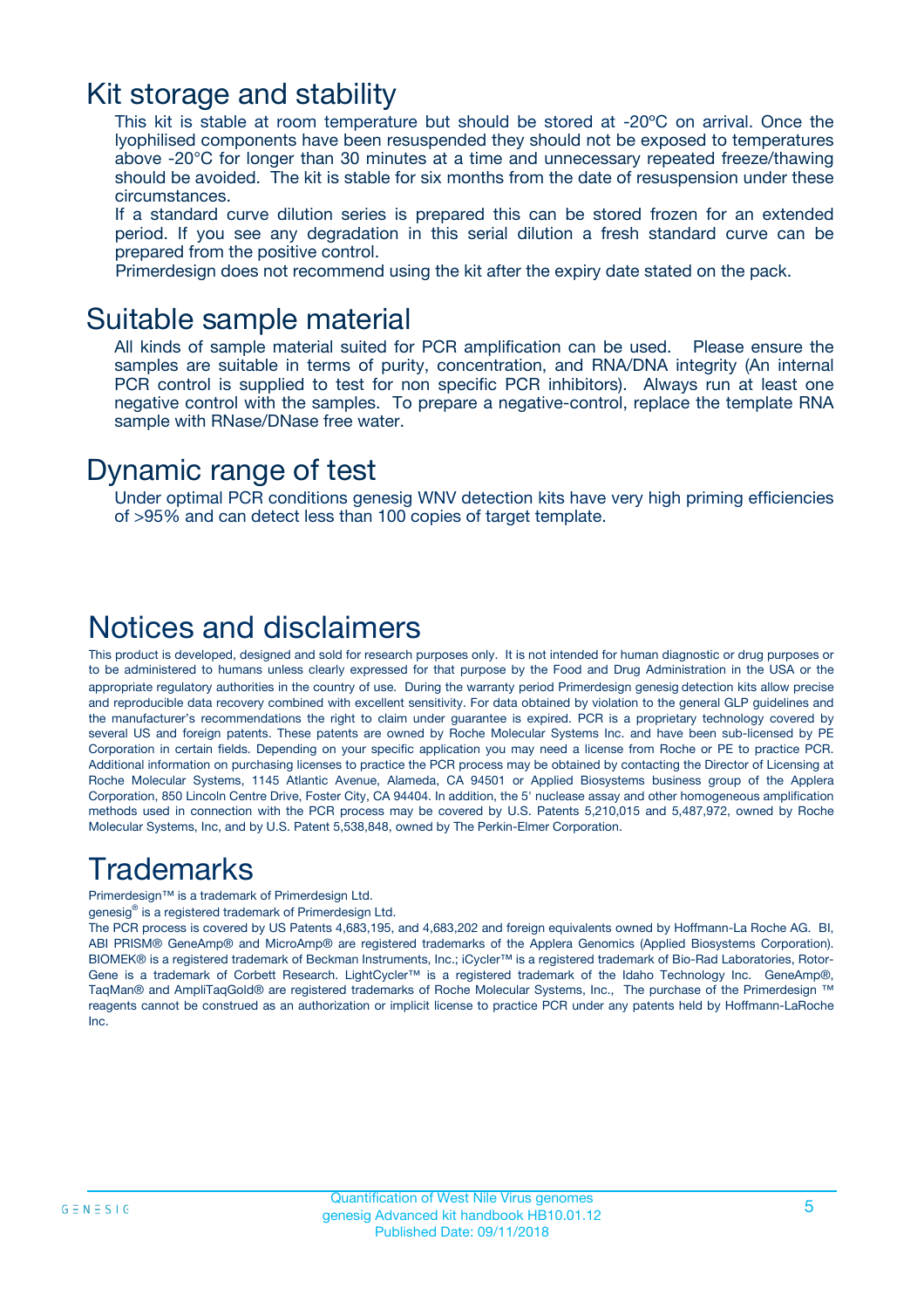## Kit storage and stability

This kit is stable at room temperature but should be stored at -20ºC on arrival. Once the lyophilised components have been resuspended they should not be exposed to temperatures above -20°C for longer than 30 minutes at a time and unnecessary repeated freeze/thawing should be avoided. The kit is stable for six months from the date of resuspension under these circumstances.

If a standard curve dilution series is prepared this can be stored frozen for an extended period. If you see any degradation in this serial dilution a fresh standard curve can be prepared from the positive control.

Primerdesign does not recommend using the kit after the expiry date stated on the pack.

## Suitable sample material

All kinds of sample material suited for PCR amplification can be used. Please ensure the samples are suitable in terms of purity, concentration, and RNA/DNA integrity (An internal PCR control is supplied to test for non specific PCR inhibitors). Always run at least one negative control with the samples. To prepare a negative-control, replace the template RNA sample with RNase/DNase free water.

## Dynamic range of test

Under optimal PCR conditions genesig WNV detection kits have very high priming efficiencies of >95% and can detect less than 100 copies of target template.

# Notices and disclaimers

This product is developed, designed and sold for research purposes only. It is not intended for human diagnostic or drug purposes or to be administered to humans unless clearly expressed for that purpose by the Food and Drug Administration in the USA or the appropriate regulatory authorities in the country of use. During the warranty period Primerdesign genesig detection kits allow precise and reproducible data recovery combined with excellent sensitivity. For data obtained by violation to the general GLP guidelines and the manufacturer's recommendations the right to claim under guarantee is expired. PCR is a proprietary technology covered by several US and foreign patents. These patents are owned by Roche Molecular Systems Inc. and have been sub-licensed by PE Corporation in certain fields. Depending on your specific application you may need a license from Roche or PE to practice PCR. Additional information on purchasing licenses to practice the PCR process may be obtained by contacting the Director of Licensing at Roche Molecular Systems, 1145 Atlantic Avenue, Alameda, CA 94501 or Applied Biosystems business group of the Applera Corporation, 850 Lincoln Centre Drive, Foster City, CA 94404. In addition, the 5' nuclease assay and other homogeneous amplification methods used in connection with the PCR process may be covered by U.S. Patents 5,210,015 and 5,487,972, owned by Roche Molecular Systems, Inc, and by U.S. Patent 5,538,848, owned by The Perkin-Elmer Corporation.

# Trademarks

Primerdesign™ is a trademark of Primerdesign Ltd.

genesig® is a registered trademark of Primerdesign Ltd.

The PCR process is covered by US Patents 4,683,195, and 4,683,202 and foreign equivalents owned by Hoffmann-La Roche AG. BI, ABI PRISM® GeneAmp® and MicroAmp® are registered trademarks of the Applera Genomics (Applied Biosystems Corporation). BIOMEK® is a registered trademark of Beckman Instruments, Inc.; iCycler™ is a registered trademark of Bio-Rad Laboratories, Rotor-Gene is a trademark of Corbett Research. LightCycler™ is a registered trademark of the Idaho Technology Inc. GeneAmp®, TaqMan® and AmpliTaqGold® are registered trademarks of Roche Molecular Systems, Inc., The purchase of the Primerdesign ™ reagents cannot be construed as an authorization or implicit license to practice PCR under any patents held by Hoffmann-LaRoche Inc.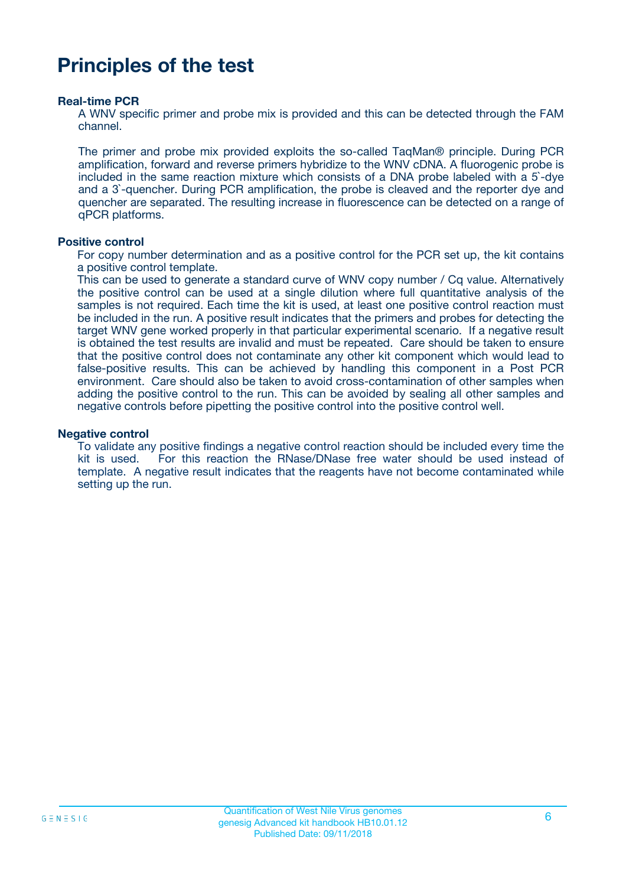# Principles of the test

### Real-time PCR

A WNV specific primer and probe mix is provided and this can be detected through the FAM channel.

The primer and probe mix provided exploits the so-called TaqMan® principle. During PCR amplification, forward and reverse primers hybridize to the WNV cDNA. A fluorogenic probe is included in the same reaction mixture which consists of a DNA probe labeled with a 5`-dye and a 3`-quencher. During PCR amplification, the probe is cleaved and the reporter dye and quencher are separated. The resulting increase in fluorescence can be detected on a range of qPCR platforms.

### Positive control

For copy number determination and as a positive control for the PCR set up, the kit contains a positive control template.
This can be used to generate a standard curve of WNV copy number / Cq value. Alternatively the positive control can be used at a single dilution where full quantitative analysis of the samples is not required. Each time the kit is used, at least one positive control reaction must be included in the run. A positive result indicates that the primers and probes for detecting the target WNV gene worked properly in that particular experimental scenario. If a negative result is obtained the test results are invalid and must be repeated. Care should be taken to ensure that the positive control does not contaminate any other kit component which would lead to false-positive results. This can be achieved by handling this component in a Post PCR environment. Care should also be taken to avoid cross-contamination of other samples when adding the positive control to the run. This can be avoided by sealing all other samples and negative controls before pipetting the positive control into the positive control well.

### Negative control

To validate any positive findings a negative control reaction should be included every time the kit is used. For this reaction the RNase/DNase free water should be used instead of template. A negative result indicates that the reagents have not become contaminated while setting up the run.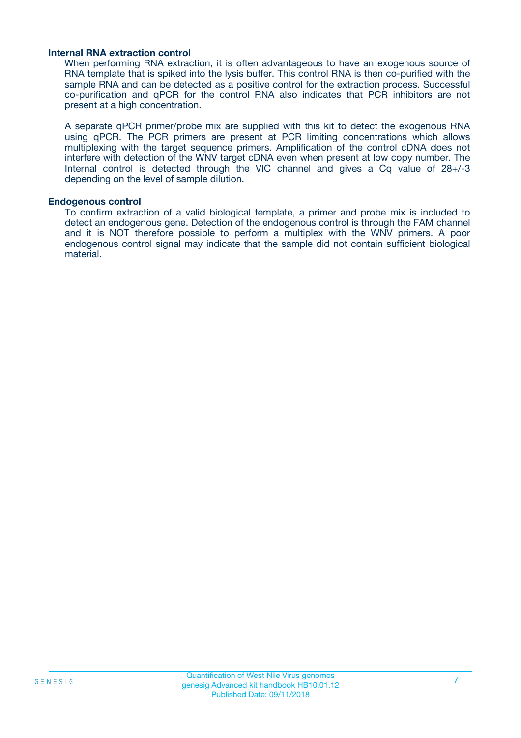### Internal RNA extraction control

When performing RNA extraction, it is often advantageous to have an exogenous source of RNA template that is spiked into the lysis buffer. This control RNA is then co-purified with the sample RNA and can be detected as a positive control for the extraction process. Successful co-purification and qPCR for the control RNA also indicates that PCR inhibitors are not present at a high concentration.

A separate qPCR primer/probe mix are supplied with this kit to detect the exogenous RNA using qPCR. The PCR primers are present at PCR limiting concentrations which allows multiplexing with the target sequence primers. Amplification of the control cDNA does not interfere with detection of the WNV target cDNA even when present at low copy number. The Internal control is detected through the VIC channel and gives a Cq value of 28+/-3 depending on the level of sample dilution.

### Endogenous control

To confirm extraction of a valid biological template, a primer and probe mix is included to detect an endogenous gene. Detection of the endogenous control is through the FAM channel and it is NOT therefore possible to perform a multiplex with the WNV primers. A poor endogenous control signal may indicate that the sample did not contain sufficient biological material.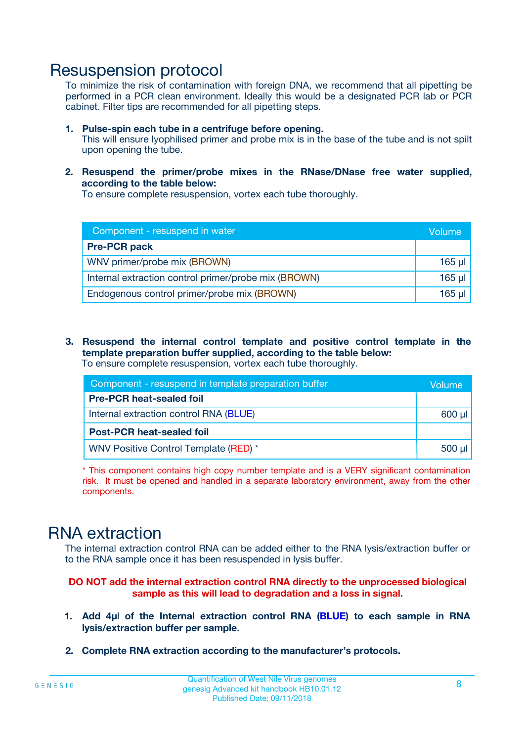# Resuspension protocol

To minimize the risk of contamination with foreign DNA, we recommend that all pipetting be performed in a PCR clean environment. Ideally this would be a designated PCR lab or PCR cabinet. Filter tips are recommended for all pipetting steps.

1. **Pulse-spin each tube in a centrifuge before opening.**
   This will ensure lyophilised primer and probe mix is in the base of the tube and is not spilt upon opening the tube.

2. **Resuspend the primer/probe mixes in the RNase/DNase free water supplied, according to the table below:**
   To ensure complete resuspension, vortex each tube thoroughly.

| Component - resuspend in water | Volume |
|---|---|
| **Pre-PCR pack** | |
| WNV primer/probe mix (BROWN) | 165 µl |
| Internal extraction control primer/probe mix (BROWN) | 165 µl |
| Endogenous control primer/probe mix (BROWN) | 165 µl |

3. **Resuspend the internal control template and positive control template in the template preparation buffer supplied, according to the table below:**
   To ensure complete resuspension, vortex each tube thoroughly.

| Component - resuspend in template preparation buffer | Volume |
|---|---|
| **Pre-PCR heat-sealed foil** | |
| Internal extraction control RNA (BLUE) | 600 µl |
| **Post-PCR heat-sealed foil** | |
| WNV Positive Control Template (RED) * | 500 µl |

* This component contains high copy number template and is a VERY significant contamination risk. It must be opened and handled in a separate laboratory environment, away from the other components.

# RNA extraction

The internal extraction control RNA can be added either to the RNA lysis/extraction buffer or to the RNA sample once it has been resuspended in lysis buffer.

**DO NOT add the internal extraction control RNA directly to the unprocessed biological sample as this will lead to degradation and a loss in signal.**

1. **Add 4µl of the Internal extraction control RNA (BLUE) to each sample in RNA lysis/extraction buffer per sample.**

2. **Complete RNA extraction according to the manufacturer's protocols.**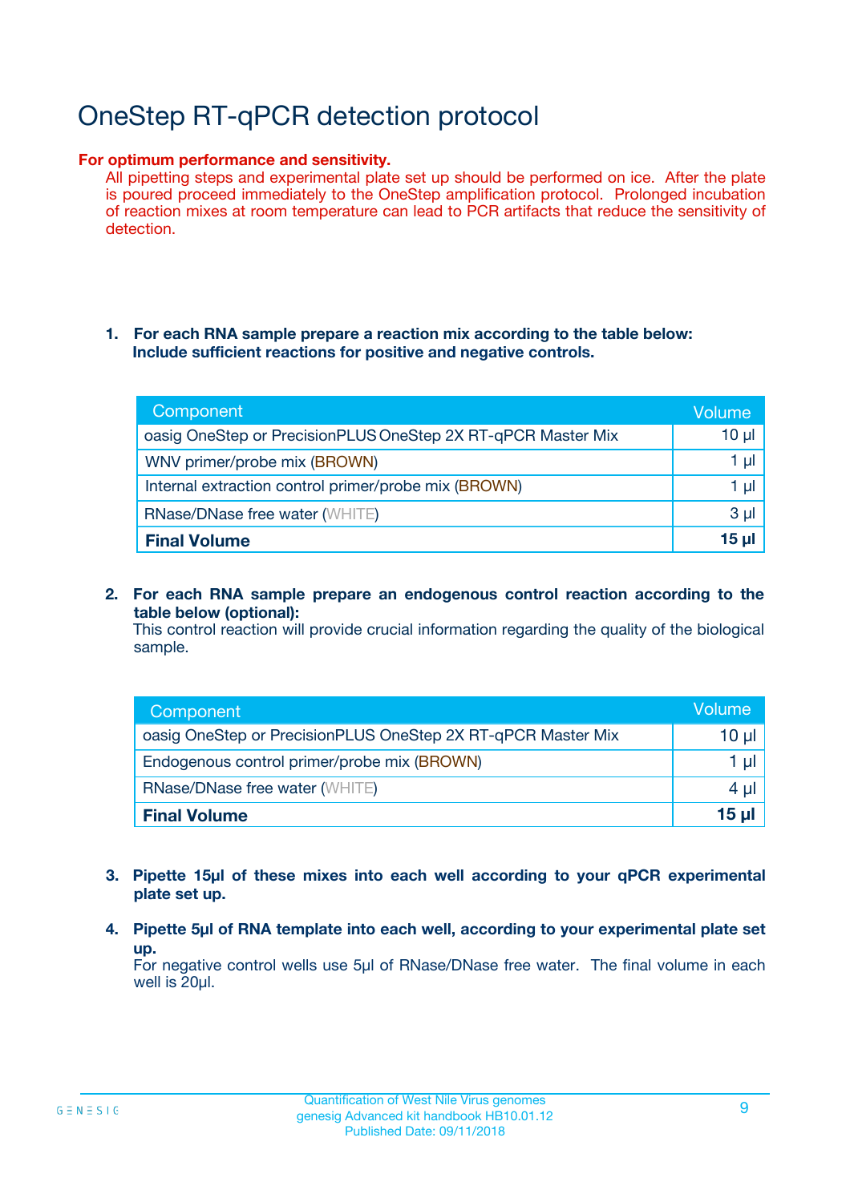# OneStep RT-qPCR detection protocol

**For optimum performance and sensitivity.**

All pipetting steps and experimental plate set up should be performed on ice. After the plate is poured proceed immediately to the OneStep amplification protocol. Prolonged incubation of reaction mixes at room temperature can lead to PCR artifacts that reduce the sensitivity of detection.

1. **For each RNA sample prepare a reaction mix according to the table below: Include sufficient reactions for positive and negative controls.**

| Component | Volume |
|---|---|
| oasig OneStep or PrecisionPLUS OneStep 2X RT-qPCR Master Mix | 10 µl |
| WNV primer/probe mix (BROWN) | 1 µl |
| Internal extraction control primer/probe mix (BROWN) | 1 µl |
| RNase/DNase free water (WHITE) | 3 µl |
| **Final Volume** | **15 µl** |

2. **For each RNA sample prepare an endogenous control reaction according to the table below (optional):**
   This control reaction will provide crucial information regarding the quality of the biological sample.

| Component | Volume |
|---|---|
| oasig OneStep or PrecisionPLUS OneStep 2X RT-qPCR Master Mix | 10 µl |
| Endogenous control primer/probe mix (BROWN) | 1 µl |
| RNase/DNase free water (WHITE) | 4 µl |
| **Final Volume** | **15 µl** |

3. **Pipette 15µl of these mixes into each well according to your qPCR experimental plate set up.**

4. **Pipette 5µl of RNA template into each well, according to your experimental plate set up.**
   For negative control wells use 5µl of RNase/DNase free water. The final volume in each well is 20µl.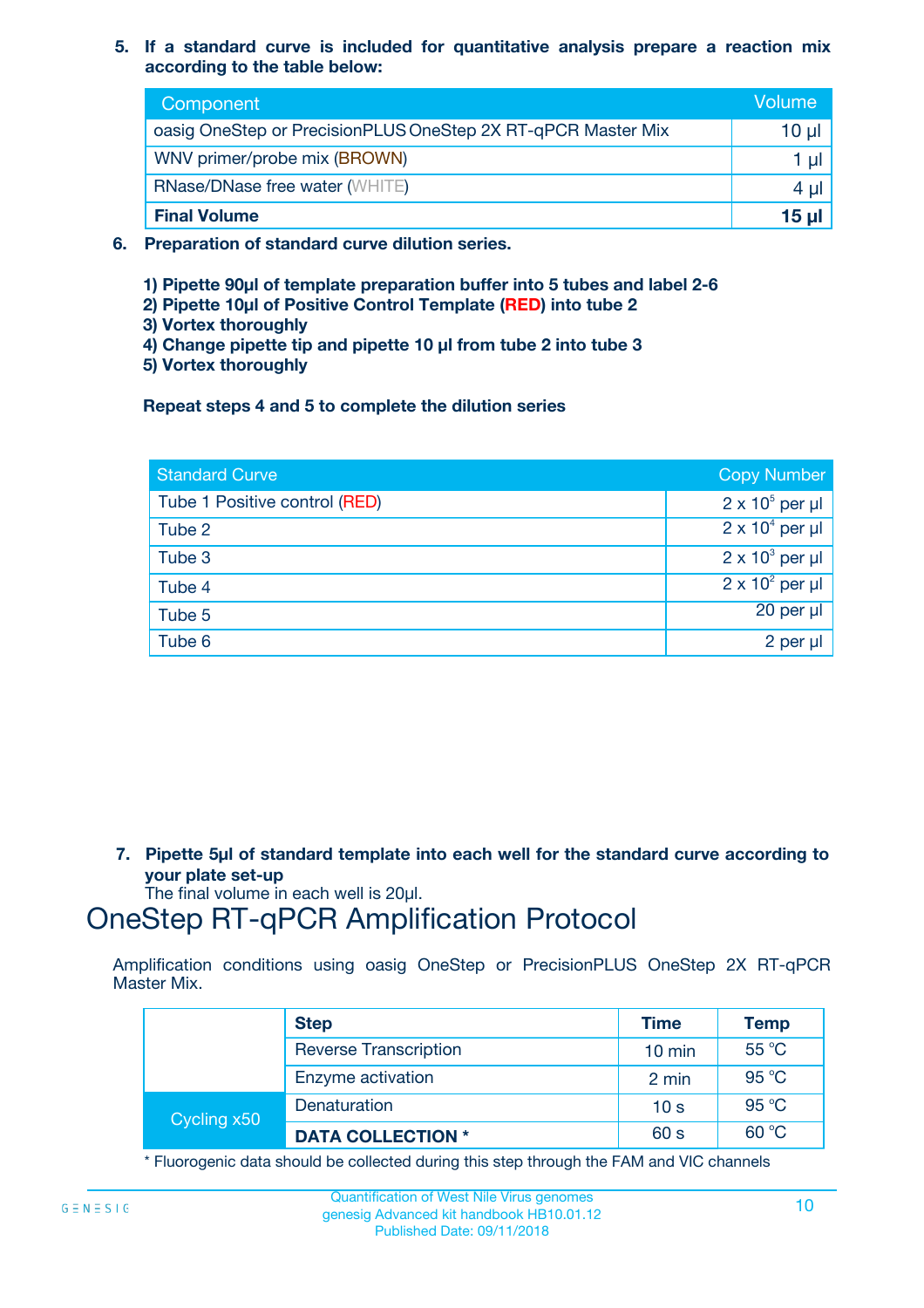5. **If a standard curve is included for quantitative analysis prepare a reaction mix according to the table below:**

| Component | Volume |
|---|---|
| oasig OneStep or PrecisionPLUS OneStep 2X RT-qPCR Master Mix | 10 µl |
| WNV primer/probe mix (BROWN) | 1 µl |
| RNase/DNase free water (WHITE) | 4 µl |
| **Final Volume** | **15 µl** |

6. **Preparation of standard curve dilution series.**

   **1) Pipette 90µl of template preparation buffer into 5 tubes and label 2-6**
   **2) Pipette 10µl of Positive Control Template (RED) into tube 2**
   **3) Vortex thoroughly**
   **4) Change pipette tip and pipette 10 µl from tube 2 into tube 3**
   **5) Vortex thoroughly**

   **Repeat steps 4 and 5 to complete the dilution series**

| Standard Curve | Copy Number |
|---|---|
| Tube 1 Positive control (RED) | $2 \times 10^5$ per µl |
| Tube 2 | $2 \times 10^4$ per µl |
| Tube 3 | $2 \times 10^3$ per µl |
| Tube 4 | $2 \times 10^2$ per µl |
| Tube 5 | 20 per µl |
| Tube 6 | 2 per µl |

7. **Pipette 5µl of standard template into each well for the standard curve according to your plate set-up**
   The final volume in each well is 20µl.

# OneStep RT-qPCR Amplification Protocol

Amplification conditions using oasig OneStep or PrecisionPLUS OneStep 2X RT-qPCR Master Mix.

| | Step | Time | Temp |
|---|---|---|---|
| | Reverse Transcription | 10 min | 55 °C |
| | Enzyme activation | 2 min | 95 °C |
| Cycling x50 | Denaturation | 10 s | 95 °C |
| | **DATA COLLECTION *** | 60 s | 60 °C |

* Fluorogenic data should be collected during this step through the FAM and VIC channels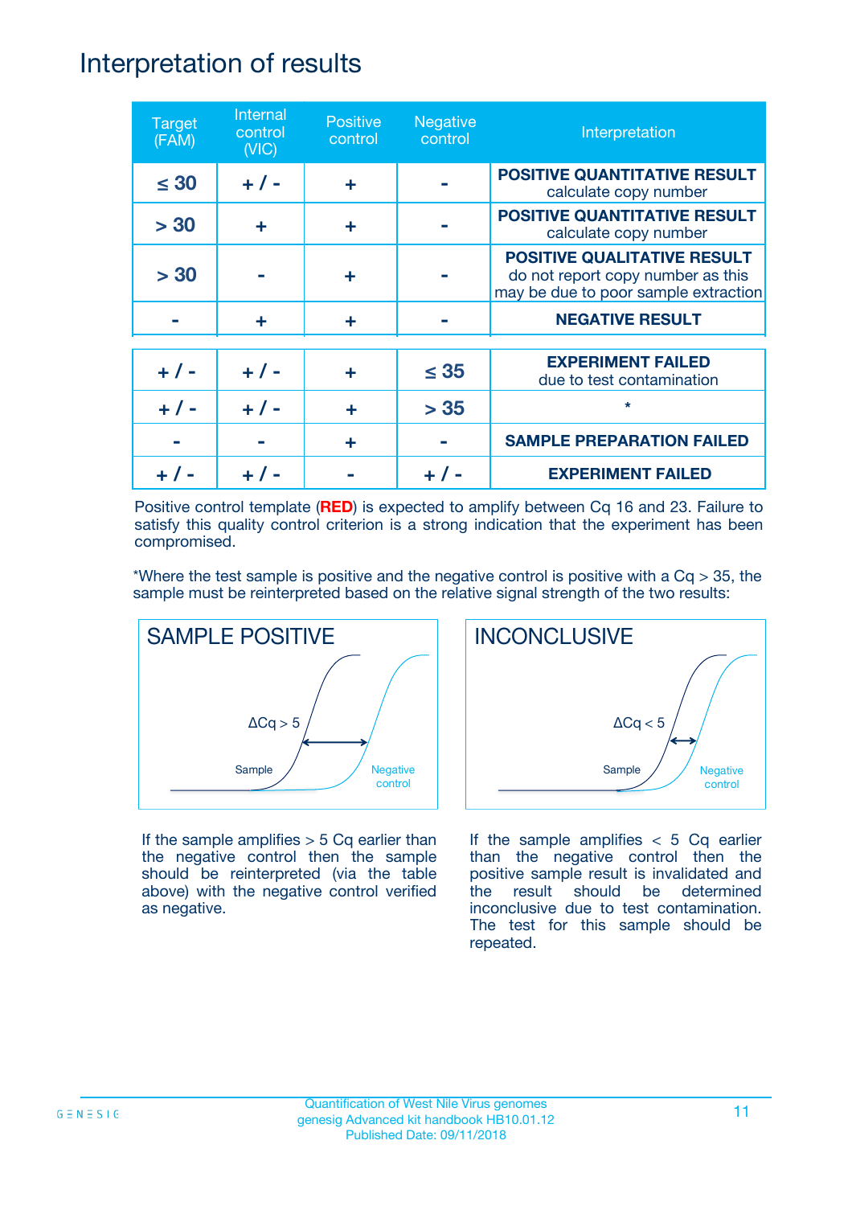# Interpretation of results

| Target (FAM) | Internal control (VIC) | Positive control | Negative control | Interpretation |
|---|---|---|---|---|
| ≤ 30 | + / - | + | - | **POSITIVE QUANTITATIVE RESULT** calculate copy number |
| > 30 | + | + | - | **POSITIVE QUANTITATIVE RESULT** calculate copy number |
| > 30 | - | + | - | **POSITIVE QUALITATIVE RESULT** do not report copy number as this may be due to poor sample extraction |
| - | + | + | - | **NEGATIVE RESULT** |
| + / - | + / - | + | ≤ 35 | **EXPERIMENT FAILED** due to test contamination |
| + / - | + / - | + | > 35 | * |
| - | - | + | - | **SAMPLE PREPARATION FAILED** |
| + / - | + / - | - | + / - | **EXPERIMENT FAILED** |

Positive control template (**RED**) is expected to amplify between Cq 16 and 23. Failure to satisfy this quality control criterion is a strong indication that the experiment has been compromised.

*Where the test sample is positive and the negative control is positive with a Cq > 35, the sample must be reinterpreted based on the relative signal strength of the two results:

**SAMPLE POSITIVE**

ΔCq > 5

Sample

Negative control

If the sample amplifies > 5 Cq earlier than the negative control then the sample should be reinterpreted (via the table above) with the negative control verified as negative.

**INCONCLUSIVE**

ΔCq < 5

Sample

Negative control

If the sample amplifies < 5 Cq earlier than the negative control then the positive sample result is invalidated and the result should be determined inconclusive due to test contamination. The test for this sample should be repeated.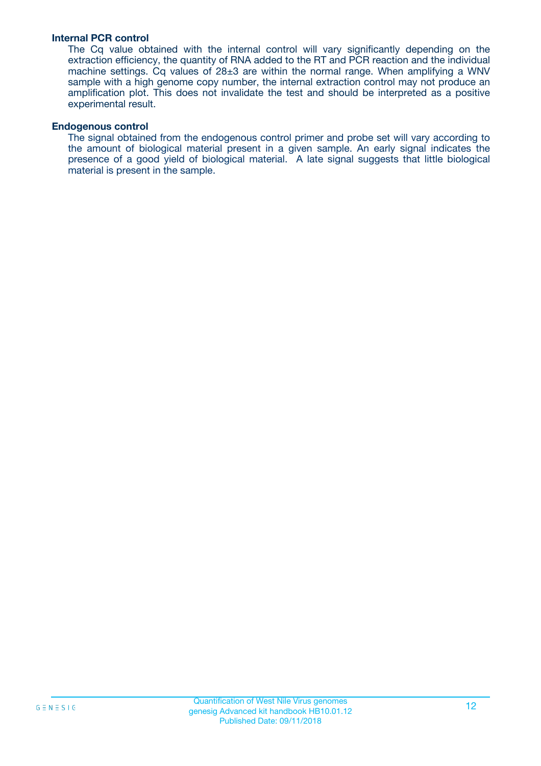### Internal PCR control

The Cq value obtained with the internal control will vary significantly depending on the extraction efficiency, the quantity of RNA added to the RT and PCR reaction and the individual machine settings. Cq values of 28±3 are within the normal range. When amplifying a WNV sample with a high genome copy number, the internal extraction control may not produce an amplification plot. This does not invalidate the test and should be interpreted as a positive experimental result.

### Endogenous control

The signal obtained from the endogenous control primer and probe set will vary according to the amount of biological material present in a given sample. An early signal indicates the presence of a good yield of biological material. A late signal suggests that little biological material is present in the sample.